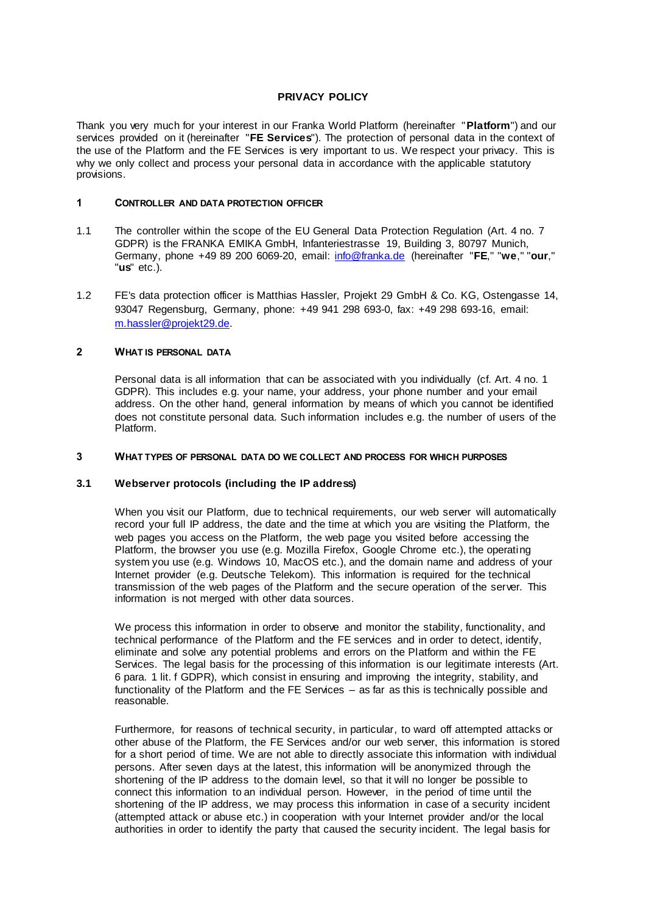# PRIVACY POLICY

Thank you very much for your interest in our Franka World Platform (hereinafter "**Platform**") and our services provided on it (hereinafter "**FE Services**"). The protection of personal data in the context of the use of the Platform and the FE Services is very important to us. We respect your privacy. This is why we only collect and process your personal data in accordance with the applicable statutory provisions.

## 1 CONTROLLER AND DATA PROTECTION OFFICER

1.1 The controller within the scope of the EU General Data Protection Regulation (Art. 4 no. 7 GDPR) is the FRANKA EMIKA GmbH, Infanteriestrasse 19, Building 3, 80797 Munich, Germany, phone +49 89 200 6069-20, email: info@franka.de (hereinafter "**FE**," "**we**," "**our**," "**us**" etc.).

1.2 FE's data protection officer is Matthias Hassler, Projekt 29 GmbH & Co. KG, Ostengasse 14, 93047 Regensburg, Germany, phone: +49 941 298 693-0, fax: +49 298 693-16, email: m.hassler@projekt29.de.

## 2 WHAT IS PERSONAL DATA

Personal data is all information that can be associated with you individually (cf. Art. 4 no. 1 GDPR). This includes e.g. your name, your address, your phone number and your email address. On the other hand, general information by means of which you cannot be identified does not constitute personal data. Such information includes e.g. the number of users of the Platform.

## 3 WHAT TYPES OF PERSONAL DATA DO WE COLLECT AND PROCESS FOR WHICH PURPOSES

### 3.1 Webserver protocols (including the IP address)

When you visit our Platform, due to technical requirements, our web server will automatically record your full IP address, the date and the time at which you are visiting the Platform, the web pages you access on the Platform, the web page you visited before accessing the Platform, the browser you use (e.g. Mozilla Firefox, Google Chrome etc.), the operating system you use (e.g. Windows 10, MacOS etc.), and the domain name and address of your Internet provider (e.g. Deutsche Telekom). This information is required for the technical transmission of the web pages of the Platform and the secure operation of the server. This information is not merged with other data sources.

We process this information in order to observe and monitor the stability, functionality, and technical performance of the Platform and the FE services and in order to detect, identify, eliminate and solve any potential problems and errors on the Platform and within the FE Services. The legal basis for the processing of this information is our legitimate interests (Art. 6 para. 1 lit. f GDPR), which consist in ensuring and improving the integrity, stability, and functionality of the Platform and the FE Services – as far as this is technically possible and reasonable.

Furthermore, for reasons of technical security, in particular, to ward off attempted attacks or other abuse of the Platform, the FE Services and/or our web server, this information is stored for a short period of time. We are not able to directly associate this information with individual persons. After seven days at the latest, this information will be anonymized through the shortening of the IP address to the domain level, so that it will no longer be possible to connect this information to an individual person. However, in the period of time until the shortening of the IP address, we may process this information in case of a security incident (attempted attack or abuse etc.) in cooperation with your Internet provider and/or the local authorities in order to identify the party that caused the security incident. The legal basis for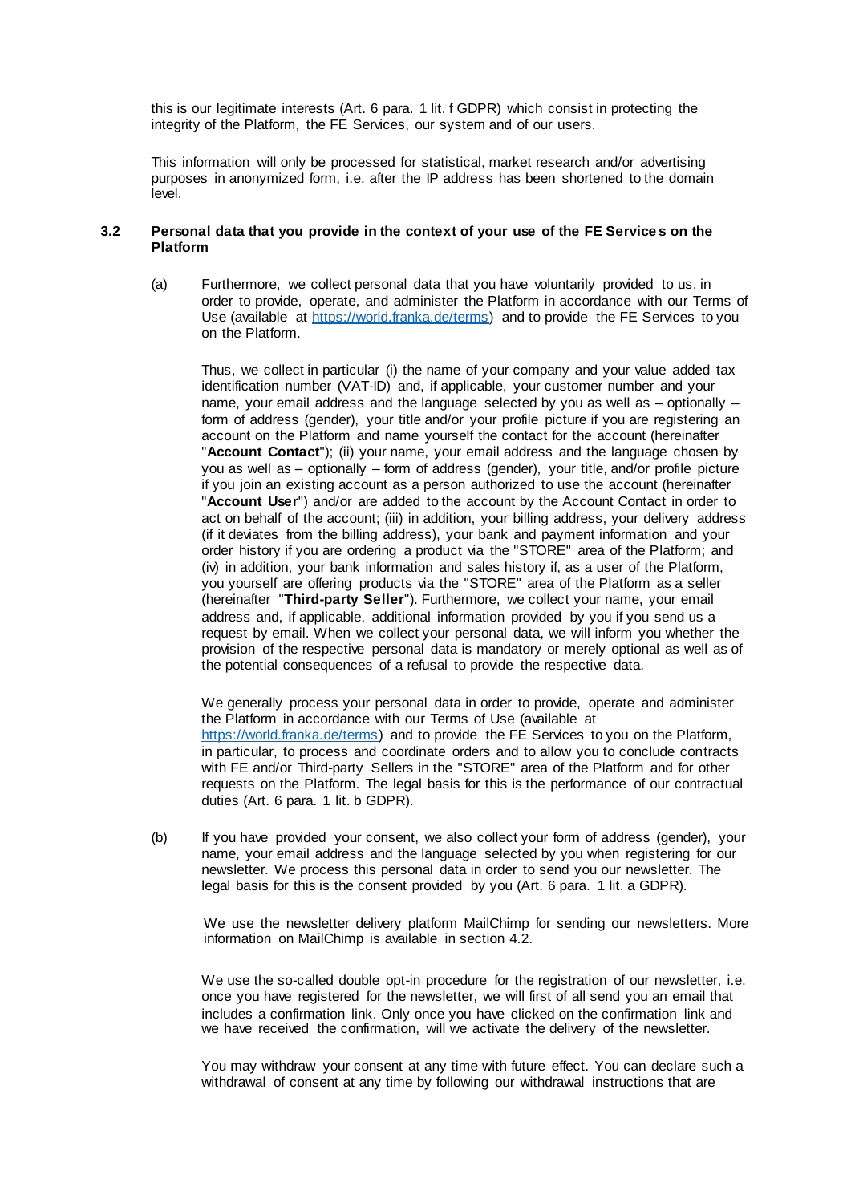this is our legitimate interests (Art. 6 para. 1 lit. f GDPR) which consist in protecting the integrity of the Platform, the FE Services, our system and of our users.

This information will only be processed for statistical, market research and/or advertising purposes in anonymized form, i.e. after the IP address has been shortened to the domain level.

### 3.2 Personal data that you provide in the context of your use of the FE Services on the Platform

(a) Furthermore, we collect personal data that you have voluntarily provided to us, in order to provide, operate, and administer the Platform in accordance with our Terms of Use (available at [https://world.franka.de/terms](https://world.franka.de/terms)) and to provide the FE Services to you on the Platform.

Thus, we collect in particular (i) the name of your company and your value added tax identification number (VAT-ID) and, if applicable, your customer number and your name, your email address and the language selected by you as well as – optionally – form of address (gender), your title and/or your profile picture if you are registering an account on the Platform and name yourself the contact for the account (hereinafter "**Account Contact**"); (ii) your name, your email address and the language chosen by you as well as – optionally – form of address (gender), your title, and/or profile picture if you join an existing account as a person authorized to use the account (hereinafter "**Account User**") and/or are added to the account by the Account Contact in order to act on behalf of the account; (iii) in addition, your billing address, your delivery address (if it deviates from the billing address), your bank and payment information and your order history if you are ordering a product via the "STORE" area of the Platform; and (iv) in addition, your bank information and sales history if, as a user of the Platform, you yourself are offering products via the "STORE" area of the Platform as a seller (hereinafter "**Third-party Seller**"). Furthermore, we collect your name, your email address and, if applicable, additional information provided by you if you send us a request by email. When we collect your personal data, we will inform you whether the provision of the respective personal data is mandatory or merely optional as well as of the potential consequences of a refusal to provide the respective data.

We generally process your personal data in order to provide, operate and administer the Platform in accordance with our Terms of Use (available at [https://world.franka.de/terms](https://world.franka.de/terms)) and to provide the FE Services to you on the Platform, in particular, to process and coordinate orders and to allow you to conclude contracts with FE and/or Third-party Sellers in the "STORE" area of the Platform and for other requests on the Platform. The legal basis for this is the performance of our contractual duties (Art. 6 para. 1 lit. b GDPR).

(b) If you have provided your consent, we also collect your form of address (gender), your name, your email address and the language selected by you when registering for our newsletter. We process this personal data in order to send you our newsletter. The legal basis for this is the consent provided by you (Art. 6 para. 1 lit. a GDPR).

We use the newsletter delivery platform MailChimp for sending our newsletters. More information on MailChimp is available in section 4.2.

We use the so-called double opt-in procedure for the registration of our newsletter, i.e. once you have registered for the newsletter, we will first of all send you an email that includes a confirmation link. Only once you have clicked on the confirmation link and we have received the confirmation, will we activate the delivery of the newsletter.

You may withdraw your consent at any time with future effect. You can declare such a withdrawal of consent at any time by following our withdrawal instructions that are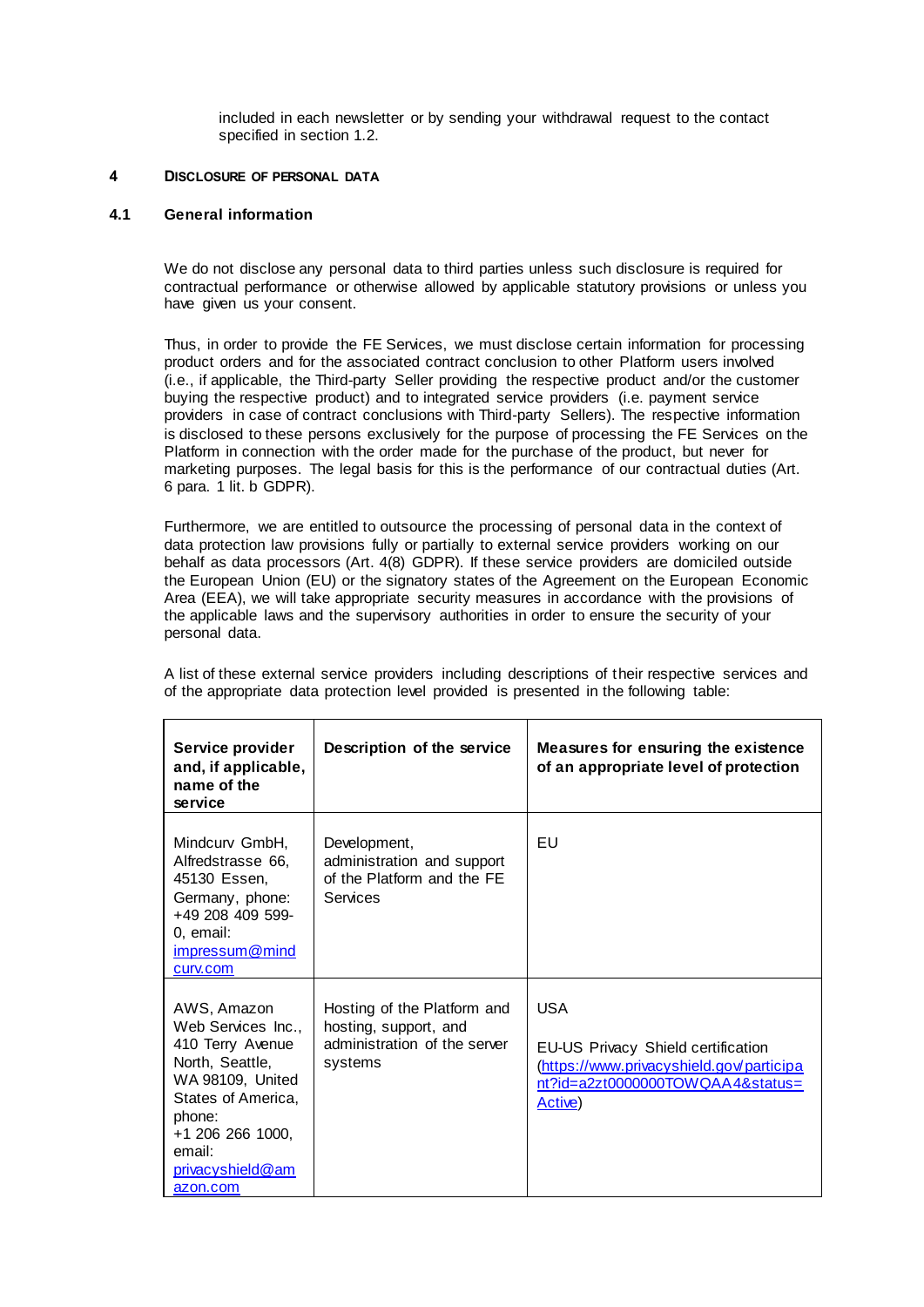included in each newsletter or by sending your withdrawal request to the contact specified in section 1.2.

## 4 DISCLOSURE OF PERSONAL DATA

### 4.1 General information

We do not disclose any personal data to third parties unless such disclosure is required for contractual performance or otherwise allowed by applicable statutory provisions or unless you have given us your consent.

Thus, in order to provide the FE Services, we must disclose certain information for processing product orders and for the associated contract conclusion to other Platform users involved (i.e., if applicable, the Third-party Seller providing the respective product and/or the customer buying the respective product) and to integrated service providers (i.e. payment service providers in case of contract conclusions with Third-party Sellers). The respective information is disclosed to these persons exclusively for the purpose of processing the FE Services on the Platform in connection with the order made for the purchase of the product, but never for marketing purposes. The legal basis for this is the performance of our contractual duties (Art. 6 para. 1 lit. b GDPR).

Furthermore, we are entitled to outsource the processing of personal data in the context of data protection law provisions fully or partially to external service providers working on our behalf as data processors (Art. 4(8) GDPR). If these service providers are domiciled outside the European Union (EU) or the signatory states of the Agreement on the European Economic Area (EEA), we will take appropriate security measures in accordance with the provisions of the applicable laws and the supervisory authorities in order to ensure the security of your personal data.

A list of these external service providers including descriptions of their respective services and of the appropriate data protection level provided is presented in the following table:

| **Service provider and, if applicable, name of the service** | **Description of the service** | **Measures for ensuring the existence of an appropriate level of protection** |
|---|---|---|
| Mindcurv GmbH, Alfredstrasse 66, 45130 Essen, Germany, phone: +49 208 409 599-0, email: impressum@mindcurv.com | Development, administration and support of the Platform and the FE Services | EU |
| AWS, Amazon Web Services Inc., 410 Terry Avenue North, Seattle, WA 98109, United States of America, phone: +1 206 266 1000, email: privacyshield@amazon.com | Hosting of the Platform and hosting, support, and administration of the server systems | USA<br><br>EU-US Privacy Shield certification (https://www.privacyshield.gov/participant?id=a2zt0000000TOWQAA4&status=Active) |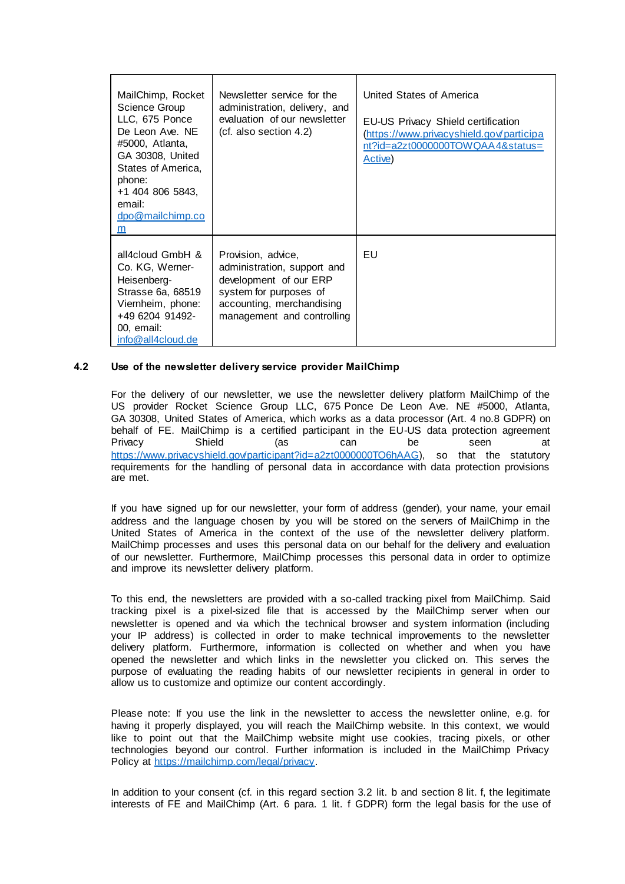| | | |
|---|---|---|
| MailChimp, Rocket Science Group LLC, 675 Ponce De Leon Ave. NE #5000, Atlanta, GA 30308, United States of America, phone: +1 404 806 5843, email: dpo@mailchimp.com | Newsletter service for the administration, delivery, and evaluation of our newsletter (cf. also section 4.2) | United States of America<br><br>EU-US Privacy Shield certification (https://www.privacyshield.gov/participant?id=a2zt0000000TOWQAA4&status=Active) |
| all4cloud GmbH & Co. KG, Werner-Heisenberg-Strasse 6a, 68519 Viernheim, phone: +49 6204 91492-00, email: info@all4cloud.de | Provision, advice, administration, support and development of our ERP system for purposes of accounting, merchandising management and controlling | EU |

**4.2 Use of the newsletter delivery service provider MailChimp**

For the delivery of our newsletter, we use the newsletter delivery platform MailChimp of the US provider Rocket Science Group LLC, 675 Ponce De Leon Ave. NE #5000, Atlanta, GA 30308, United States of America, which works as a data processor (Art. 4 no.8 GDPR) on behalf of FE. MailChimp is a certified participant in the EU-US data protection agreement Privacy Shield (as can be seen at https://www.privacyshield.gov/participant?id=a2zt0000000TO6hAAG), so that the statutory requirements for the handling of personal data in accordance with data protection provisions are met.

If you have signed up for our newsletter, your form of address (gender), your name, your email address and the language chosen by you will be stored on the servers of MailChimp in the United States of America in the context of the use of the newsletter delivery platform. MailChimp processes and uses this personal data on our behalf for the delivery and evaluation of our newsletter. Furthermore, MailChimp processes this personal data in order to optimize and improve its newsletter delivery platform.

To this end, the newsletters are provided with a so-called tracking pixel from MailChimp. Said tracking pixel is a pixel-sized file that is accessed by the MailChimp server when our newsletter is opened and via which the technical browser and system information (including your IP address) is collected in order to make technical improvements to the newsletter delivery platform. Furthermore, information is collected on whether and when you have opened the newsletter and which links in the newsletter you clicked on. This serves the purpose of evaluating the reading habits of our newsletter recipients in general in order to allow us to customize and optimize our content accordingly.

Please note: If you use the link in the newsletter to access the newsletter online, e.g. for having it properly displayed, you will reach the MailChimp website. In this context, we would like to point out that the MailChimp website might use cookies, tracing pixels, or other technologies beyond our control. Further information is included in the MailChimp Privacy Policy at https://mailchimp.com/legal/privacy.

In addition to your consent (cf. in this regard section 3.2 lit. b and section 8 lit. f, the legitimate interests of FE and MailChimp (Art. 6 para. 1 lit. f GDPR) form the legal basis for the use of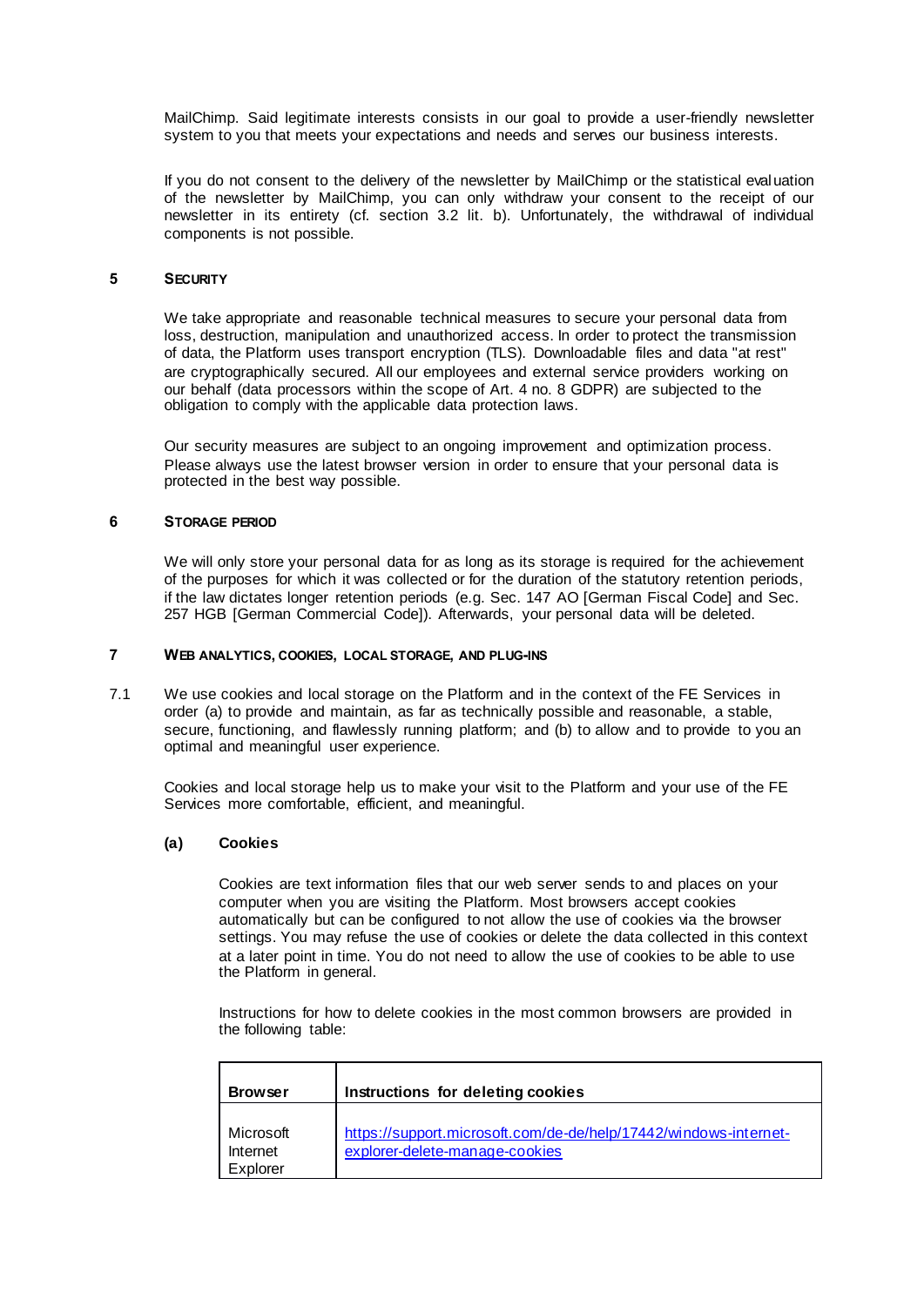MailChimp. Said legitimate interests consists in our goal to provide a user-friendly newsletter system to you that meets your expectations and needs and serves our business interests.

If you do not consent to the delivery of the newsletter by MailChimp or the statistical evaluation of the newsletter by MailChimp, you can only withdraw your consent to the receipt of our newsletter in its entirety (cf. section 3.2 lit. b). Unfortunately, the withdrawal of individual components is not possible.

## 5 SECURITY

We take appropriate and reasonable technical measures to secure your personal data from loss, destruction, manipulation and unauthorized access. In order to protect the transmission of data, the Platform uses transport encryption (TLS). Downloadable files and data "at rest" are cryptographically secured. All our employees and external service providers working on our behalf (data processors within the scope of Art. 4 no. 8 GDPR) are subjected to the obligation to comply with the applicable data protection laws.

Our security measures are subject to an ongoing improvement and optimization process. Please always use the latest browser version in order to ensure that your personal data is protected in the best way possible.

## 6 STORAGE PERIOD

We will only store your personal data for as long as its storage is required for the achievement of the purposes for which it was collected or for the duration of the statutory retention periods, if the law dictates longer retention periods (e.g. Sec. 147 AO [German Fiscal Code] and Sec. 257 HGB [German Commercial Code]). Afterwards, your personal data will be deleted.

## 7 WEB ANALYTICS, COOKIES, LOCAL STORAGE, AND PLUG-INS

7.1 We use cookies and local storage on the Platform and in the context of the FE Services in order (a) to provide and maintain, as far as technically possible and reasonable, a stable, secure, functioning, and flawlessly running platform; and (b) to allow and to provide to you an optimal and meaningful user experience.

Cookies and local storage help us to make your visit to the Platform and your use of the FE Services more comfortable, efficient, and meaningful.

**(a) Cookies**

Cookies are text information files that our web server sends to and places on your computer when you are visiting the Platform. Most browsers accept cookies automatically but can be configured to not allow the use of cookies via the browser settings. You may refuse the use of cookies or delete the data collected in this context at a later point in time. You do not need to allow the use of cookies to be able to use the Platform in general.

Instructions for how to delete cookies in the most common browsers are provided in the following table:

| Browser | Instructions for deleting cookies |
|---|---|
| Microsoft Internet Explorer | [https://support.microsoft.com/de-de/help/17442/windows-internet-explorer-delete-manage-cookies](https://support.microsoft.com/de-de/help/17442/windows-internet-explorer-delete-manage-cookies) |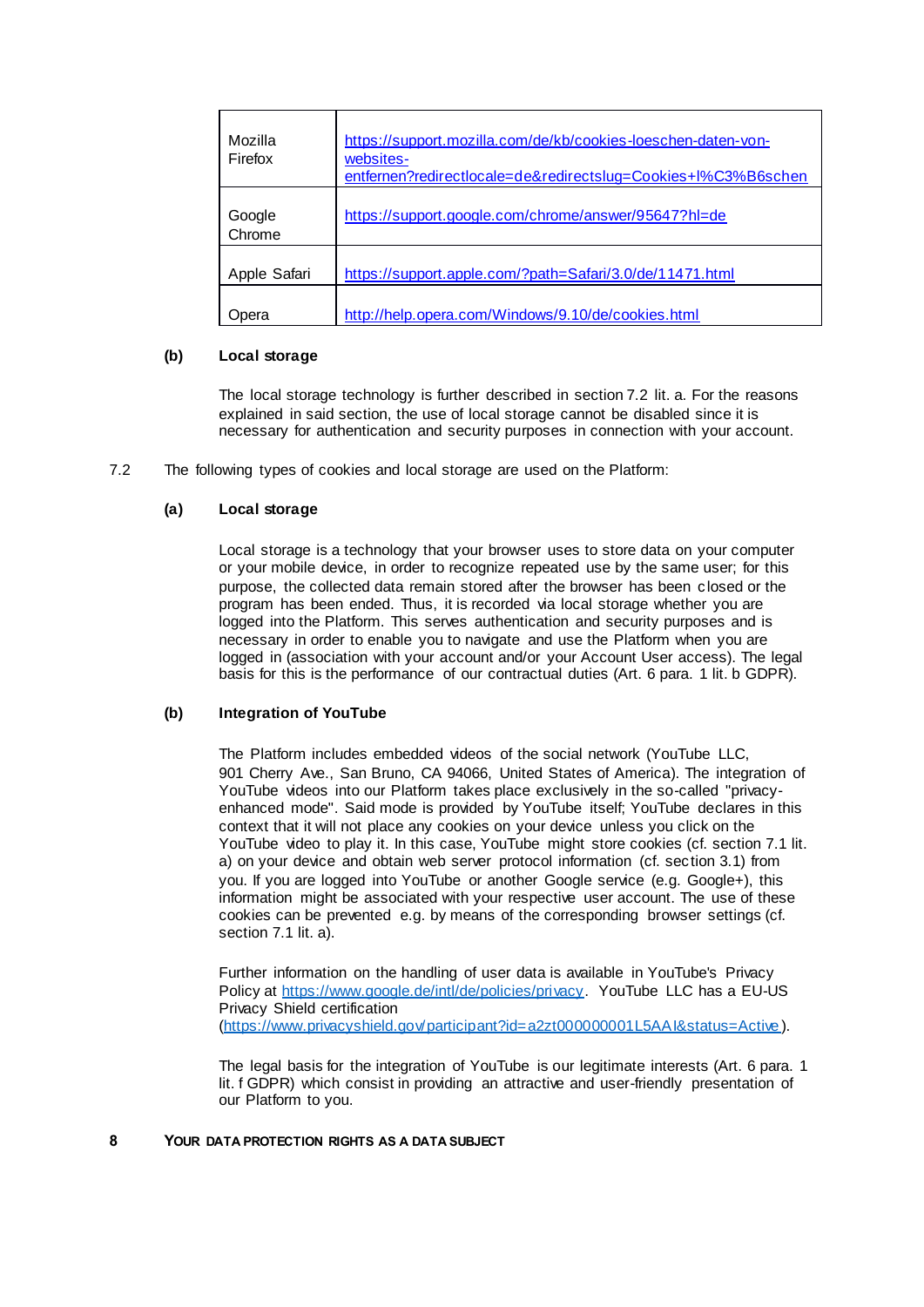| | |
|---|---|
| Mozilla Firefox | https://support.mozilla.com/de/kb/cookies-loeschen-daten-von-websites-entfernen?redirectlocale=de&redirectslug=Cookies+l%C3%B6schen |
| Google Chrome | https://support.google.com/chrome/answer/95647?hl=de |
| Apple Safari | https://support.apple.com/?path=Safari/3.0/de/11471.html |
| Opera | http://help.opera.com/Windows/9.10/de/cookies.html |

**(b) Local storage**

The local storage technology is further described in section 7.2 lit. a. For the reasons explained in said section, the use of local storage cannot be disabled since it is necessary for authentication and security purposes in connection with your account.

7.2 The following types of cookies and local storage are used on the Platform:

**(a) Local storage**

Local storage is a technology that your browser uses to store data on your computer or your mobile device, in order to recognize repeated use by the same user; for this purpose, the collected data remain stored after the browser has been closed or the program has been ended. Thus, it is recorded via local storage whether you are logged into the Platform. This serves authentication and security purposes and is necessary in order to enable you to navigate and use the Platform when you are logged in (association with your account and/or your Account User access). The legal basis for this is the performance of our contractual duties (Art. 6 para. 1 lit. b GDPR).

**(b) Integration of YouTube**

The Platform includes embedded videos of the social network (YouTube LLC, 901 Cherry Ave., San Bruno, CA 94066, United States of America). The integration of YouTube videos into our Platform takes place exclusively in the so-called "privacy-enhanced mode". Said mode is provided by YouTube itself; YouTube declares in this context that it will not place any cookies on your device unless you click on the YouTube video to play it. In this case, YouTube might store cookies (cf. section 7.1 lit. a) on your device and obtain web server protocol information (cf. section 3.1) from you. If you are logged into YouTube or another Google service (e.g. Google+), this information might be associated with your respective user account. The use of these cookies can be prevented e.g. by means of the corresponding browser settings (cf. section 7.1 lit. a).

Further information on the handling of user data is available in YouTube's Privacy Policy at https://www.google.de/intl/de/policies/privacy. YouTube LLC has a EU-US Privacy Shield certification (https://www.privacyshield.gov/participant?id=a2zt000000001L5AAI&status=Active).

The legal basis for the integration of YouTube is our legitimate interests (Art. 6 para. 1 lit. f GDPR) which consist in providing an attractive and user-friendly presentation of our Platform to you.

# 8 YOUR DATA PROTECTION RIGHTS AS A DATA SUBJECT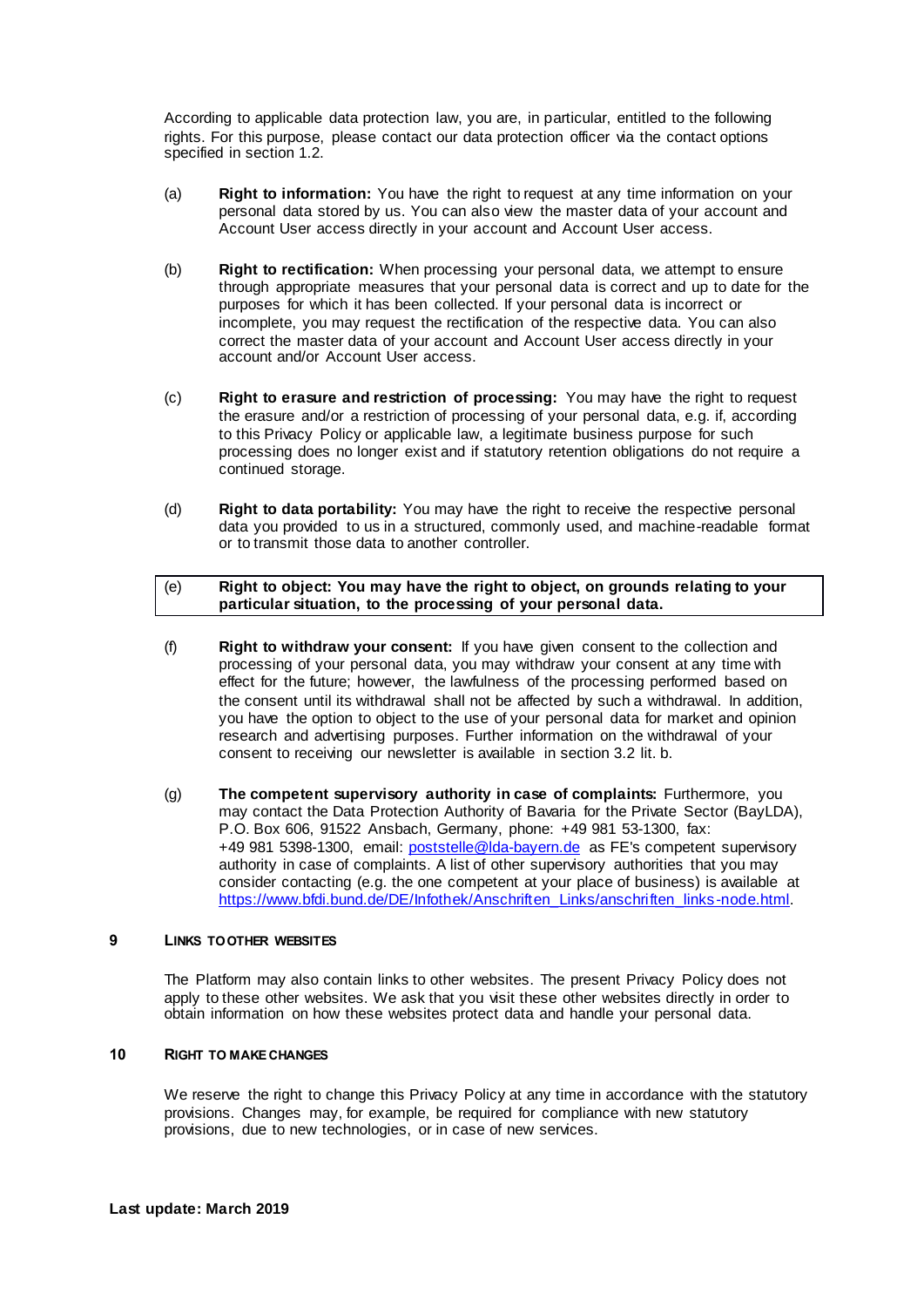According to applicable data protection law, you are, in particular, entitled to the following rights. For this purpose, please contact our data protection officer via the contact options specified in section 1.2.

(a) **Right to information:** You have the right to request at any time information on your personal data stored by us. You can also view the master data of your account and Account User access directly in your account and Account User access.

(b) **Right to rectification:** When processing your personal data, we attempt to ensure through appropriate measures that your personal data is correct and up to date for the purposes for which it has been collected. If your personal data is incorrect or incomplete, you may request the rectification of the respective data. You can also correct the master data of your account and Account User access directly in your account and/or Account User access.

(c) **Right to erasure and restriction of processing:** You may have the right to request the erasure and/or a restriction of processing of your personal data, e.g. if, according to this Privacy Policy or applicable law, a legitimate business purpose for such processing does no longer exist and if statutory retention obligations do not require a continued storage.

(d) **Right to data portability:** You may have the right to receive the respective personal data you provided to us in a structured, commonly used, and machine-readable format or to transmit those data to another controller.

(e) **Right to object: You may have the right to object, on grounds relating to your particular situation, to the processing of your personal data.**

(f) **Right to withdraw your consent:** If you have given consent to the collection and processing of your personal data, you may withdraw your consent at any time with effect for the future; however, the lawfulness of the processing performed based on the consent until its withdrawal shall not be affected by such a withdrawal. In addition, you have the option to object to the use of your personal data for market and opinion research and advertising purposes. Further information on the withdrawal of your consent to receiving our newsletter is available in section 3.2 lit. b.

(g) **The competent supervisory authority in case of complaints:** Furthermore, you may contact the Data Protection Authority of Bavaria for the Private Sector (BayLDA), P.O. Box 606, 91522 Ansbach, Germany, phone: +49 981 53-1300, fax: +49 981 5398-1300, email: poststelle@lda-bayern.de as FE's competent supervisory authority in case of complaints. A list of other supervisory authorities that you may consider contacting (e.g. the one competent at your place of business) is available at https://www.bfdi.bund.de/DE/Infothek/Anschriften_Links/anschriften_links-node.html.

## 9 LINKS TO OTHER WEBSITES

The Platform may also contain links to other websites. The present Privacy Policy does not apply to these other websites. We ask that you visit these other websites directly in order to obtain information on how these websites protect data and handle your personal data.

## 10 RIGHT TO MAKE CHANGES

We reserve the right to change this Privacy Policy at any time in accordance with the statutory provisions. Changes may, for example, be required for compliance with new statutory provisions, due to new technologies, or in case of new services.

**Last update: March 2019**